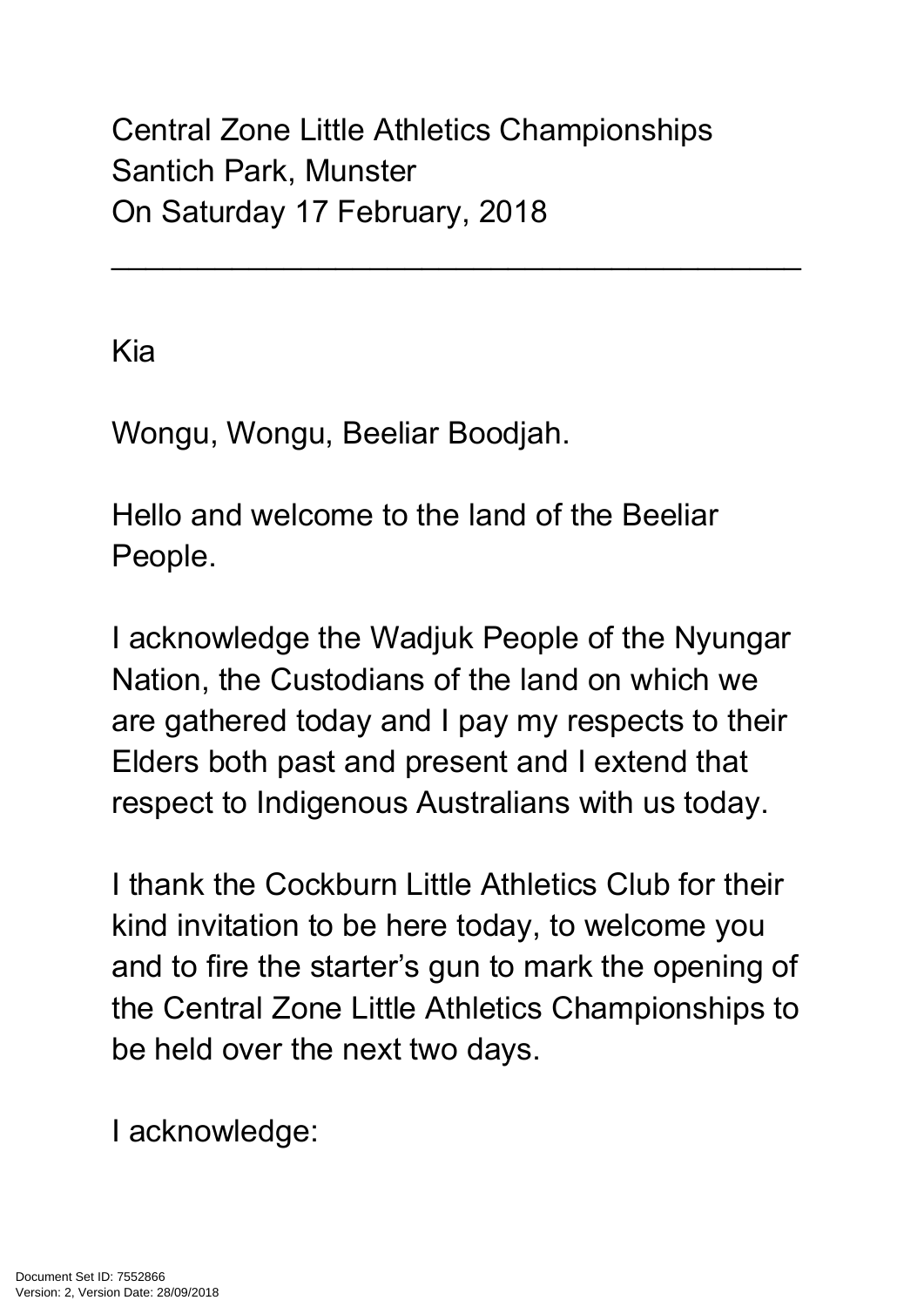Central Zone Little Athletics Championships
Santich Park, Munster
On Saturday 17 February, 2018

---

Kia

Wongu, Wongu, Beeliar Boodjah.

Hello and welcome to the land of the Beeliar People.

I acknowledge the Wadjuk People of the Nyungar Nation, the Custodians of the land on which we are gathered today and I pay my respects to their Elders both past and present and I extend that respect to Indigenous Australians with us today.

I thank the Cockburn Little Athletics Club for their kind invitation to be here today, to welcome you and to fire the starter's gun to mark the opening of the Central Zone Little Athletics Championships to be held over the next two days.

I acknowledge: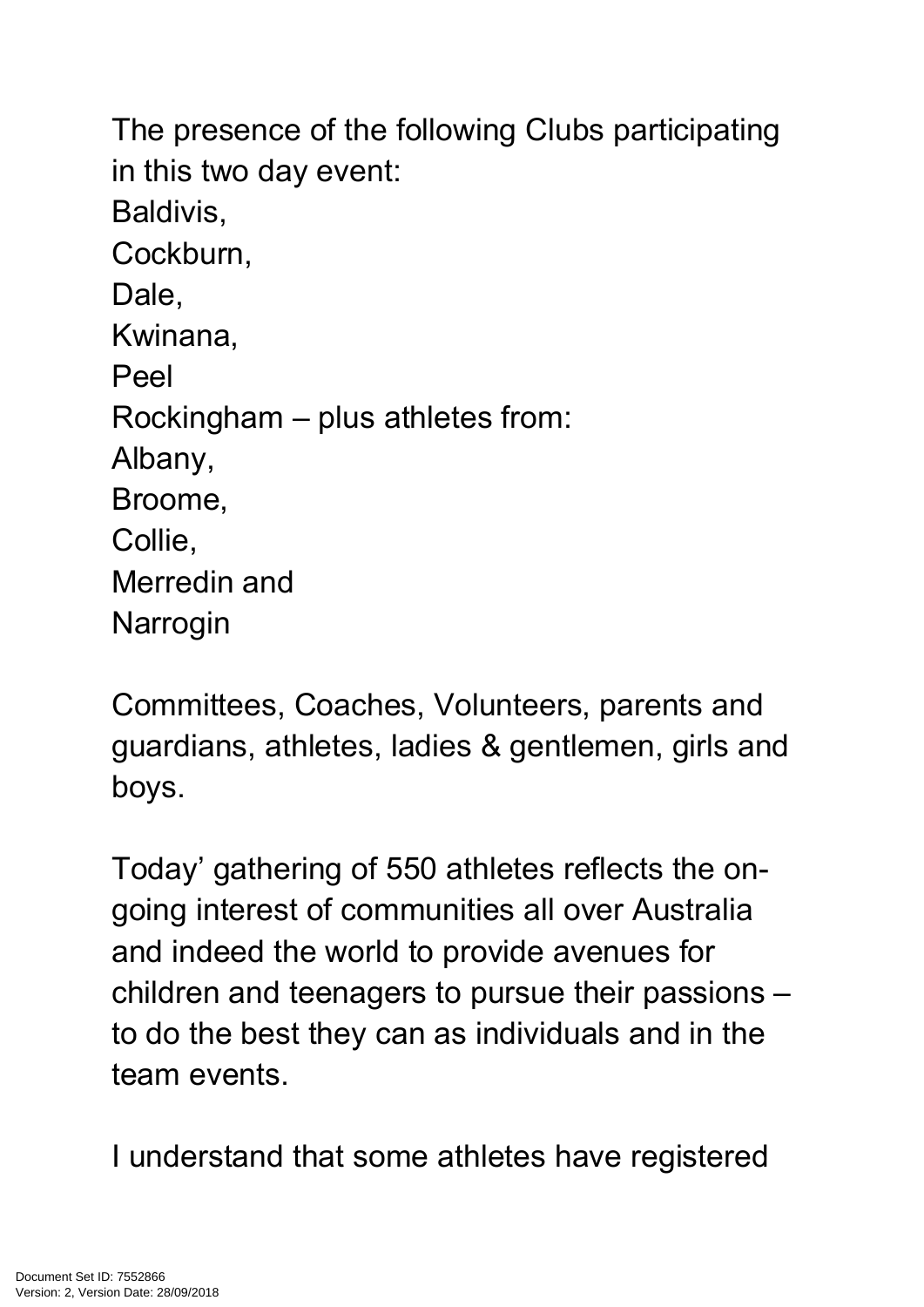The presence of the following Clubs participating in this two day event:

Baldivis,
Cockburn,
Dale,
Kwinana,
Peel
Rockingham – plus athletes from:
Albany,
Broome,
Collie,
Merredin and
Narrogin

Committees, Coaches, Volunteers, parents and guardians, athletes, ladies & gentlemen, girls and boys.

Today' gathering of 550 athletes reflects the on-going interest of communities all over Australia and indeed the world to provide avenues for children and teenagers to pursue their passions – to do the best they can as individuals and in the team events.

I understand that some athletes have registered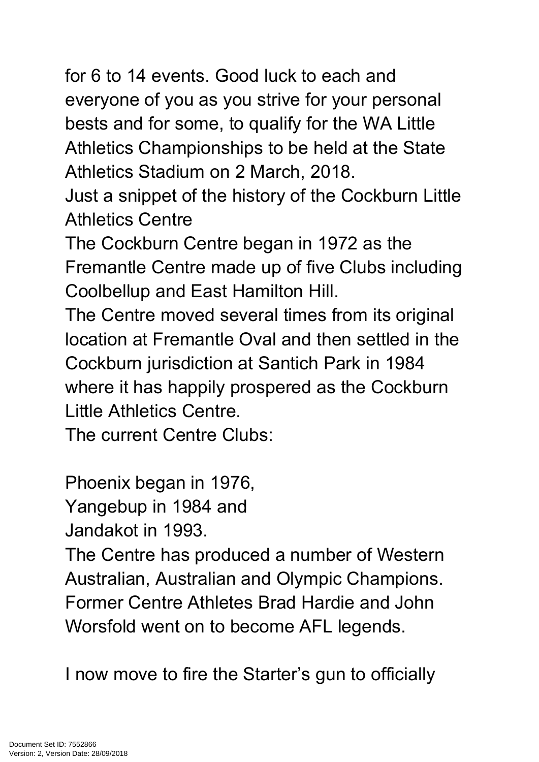for 6 to 14 events. Good luck to each and everyone of you as you strive for your personal bests and for some, to qualify for the WA Little Athletics Championships to be held at the State Athletics Stadium on 2 March, 2018.

Just a snippet of the history of the Cockburn Little Athletics Centre

The Cockburn Centre began in 1972 as the Fremantle Centre made up of five Clubs including Coolbellup and East Hamilton Hill.

The Centre moved several times from its original location at Fremantle Oval and then settled in the Cockburn jurisdiction at Santich Park in 1984 where it has happily prospered as the Cockburn Little Athletics Centre.

The current Centre Clubs:

Phoenix began in 1976,
Yangebup in 1984 and
Jandakot in 1993.

The Centre has produced a number of Western Australian, Australian and Olympic Champions. Former Centre Athletes Brad Hardie and John Worsfold went on to become AFL legends.

I now move to fire the Starter's gun to officially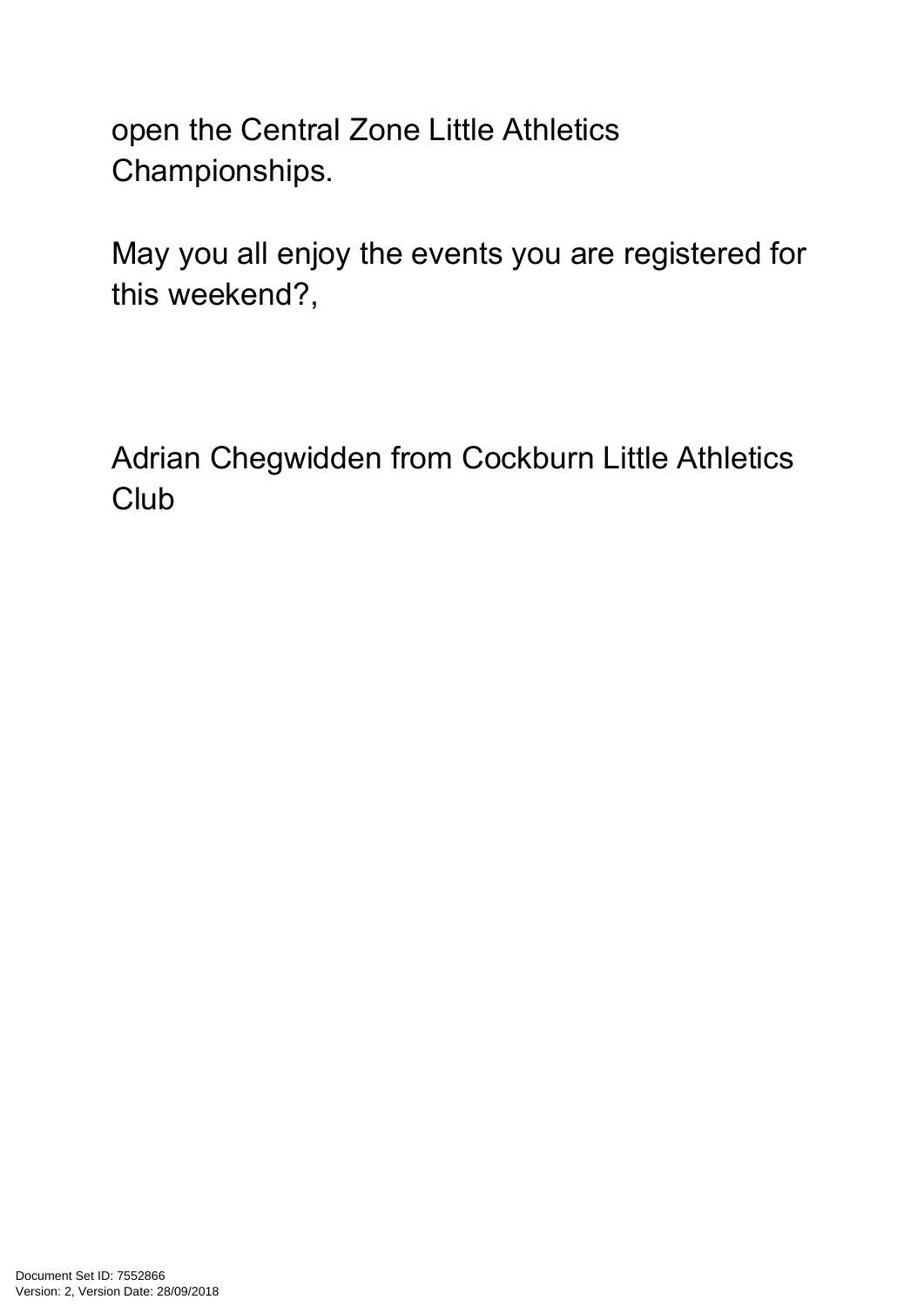open the Central Zone Little Athletics Championships.

May you all enjoy the events you are registered for this weekend?,

Adrian Chegwidden from Cockburn Little Athletics Club